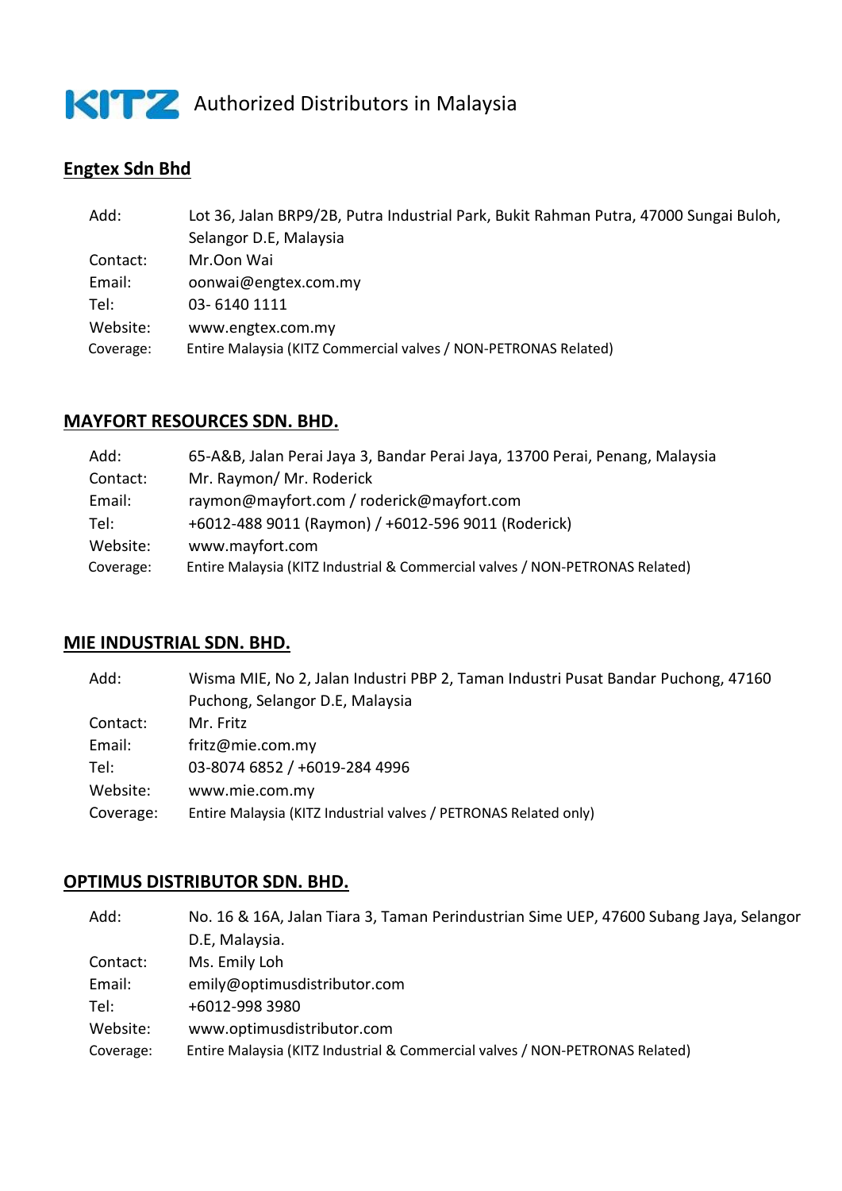# KITZ Authorized Distributors in Malaysia

## Engtex Sdn Bhd

| | |
|---|---|
| Add: | Lot 36, Jalan BRP9/2B, Putra Industrial Park, Bukit Rahman Putra, 47000 Sungai Buloh, Selangor D.E, Malaysia |
| Contact: | Mr.Oon Wai |
| Email: | oonwai@engtex.com.my |
| Tel: | 03- 6140 1111 |
| Website: | www.engtex.com.my |
| Coverage: | Entire Malaysia (KITZ Commercial valves / NON-PETRONAS Related) |

## MAYFORT RESOURCES SDN. BHD.

| | |
|---|---|
| Add: | 65-A&B, Jalan Perai Jaya 3, Bandar Perai Jaya, 13700 Perai, Penang, Malaysia |
| Contact: | Mr. Raymon/ Mr. Roderick |
| Email: | raymon@mayfort.com / roderick@mayfort.com |
| Tel: | +6012-488 9011 (Raymon) / +6012-596 9011 (Roderick) |
| Website: | www.mayfort.com |
| Coverage: | Entire Malaysia (KITZ Industrial & Commercial valves / NON-PETRONAS Related) |

## MIE INDUSTRIAL SDN. BHD.

| | |
|---|---|
| Add: | Wisma MIE, No 2, Jalan Industri PBP 2, Taman Industri Pusat Bandar Puchong, 47160 Puchong, Selangor D.E, Malaysia |
| Contact: | Mr. Fritz |
| Email: | fritz@mie.com.my |
| Tel: | 03-8074 6852 / +6019-284 4996 |
| Website: | www.mie.com.my |
| Coverage: | Entire Malaysia (KITZ Industrial valves / PETRONAS Related only) |

## OPTIMUS DISTRIBUTOR SDN. BHD.

| | |
|---|---|
| Add: | No. 16 & 16A, Jalan Tiara 3, Taman Perindustrian Sime UEP, 47600 Subang Jaya, Selangor D.E, Malaysia. |
| Contact: | Ms. Emily Loh |
| Email: | emily@optimusdistributor.com |
| Tel: | +6012-998 3980 |
| Website: | www.optimusdistributor.com |
| Coverage: | Entire Malaysia (KITZ Industrial & Commercial valves / NON-PETRONAS Related) |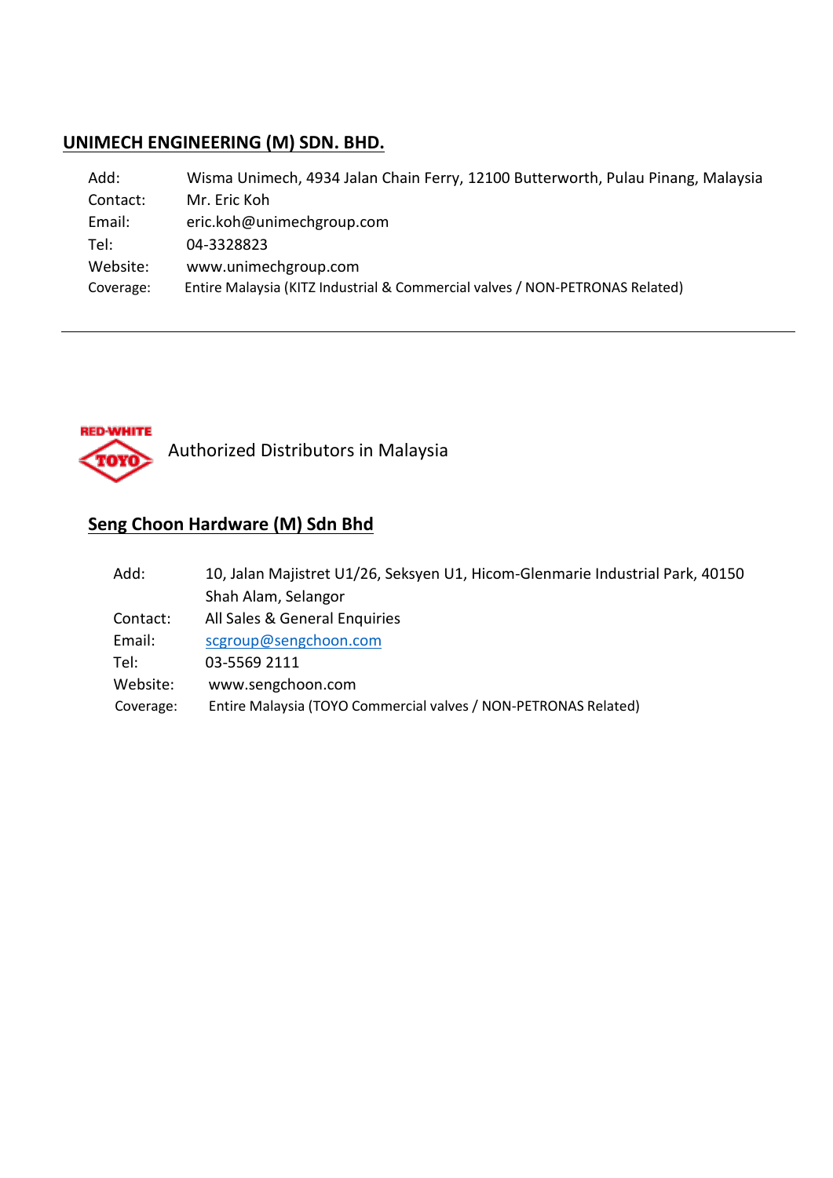## UNIMECH ENGINEERING (M) SDN. BHD.

| | |
|---|---|
| Add: | Wisma Unimech, 4934 Jalan Chain Ferry, 12100 Butterworth, Pulau Pinang, Malaysia |
| Contact: | Mr. Eric Koh |
| Email: | eric.koh@unimechgroup.com |
| Tel: | 04-3328823 |
| Website: | www.unimechgroup.com |
| Coverage: | Entire Malaysia (KITZ Industrial & Commercial valves / NON-PETRONAS Related) |

---

RED-WHITE TOYO

Authorized Distributors in Malaysia

## Seng Choon Hardware (M) Sdn Bhd

| | |
|---|---|
| Add: | 10, Jalan Majistret U1/26, Seksyen U1, Hicom-Glenmarie Industrial Park, 40150 Shah Alam, Selangor |
| Contact: | All Sales & General Enquiries |
| Email: | scgroup@sengchoon.com |
| Tel: | 03-5569 2111 |
| Website: | www.sengchoon.com |
| Coverage: | Entire Malaysia (TOYO Commercial valves / NON-PETRONAS Related) |